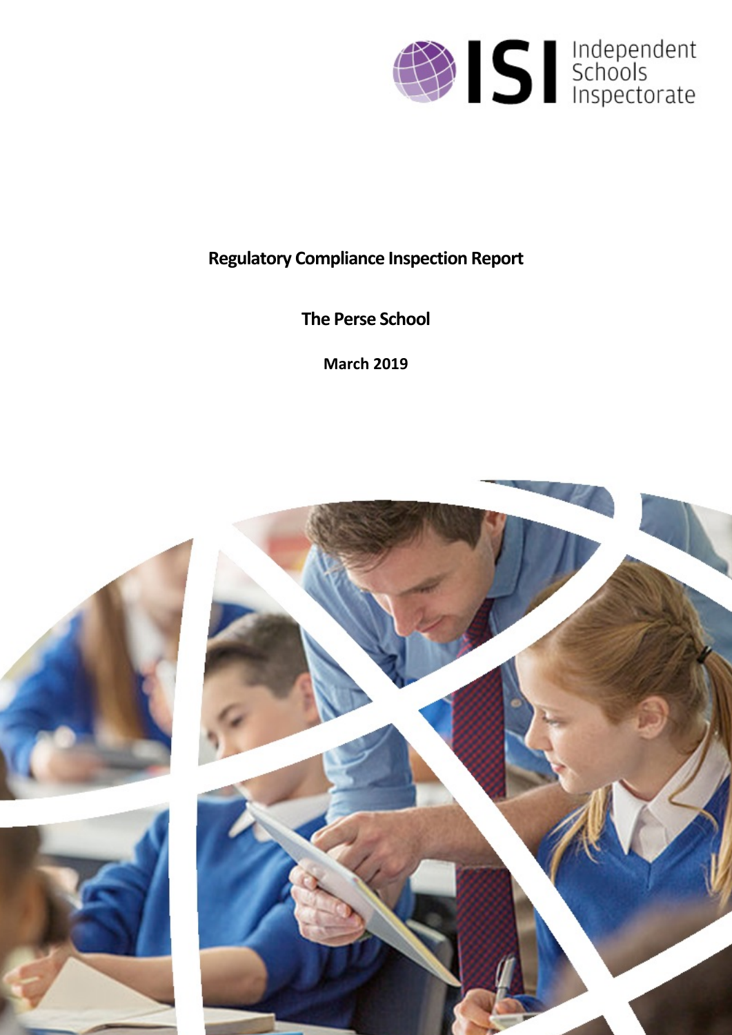Independent Schools Inspectorate

# Regulatory Compliance Inspection Report

## The Perse School

**March 2019**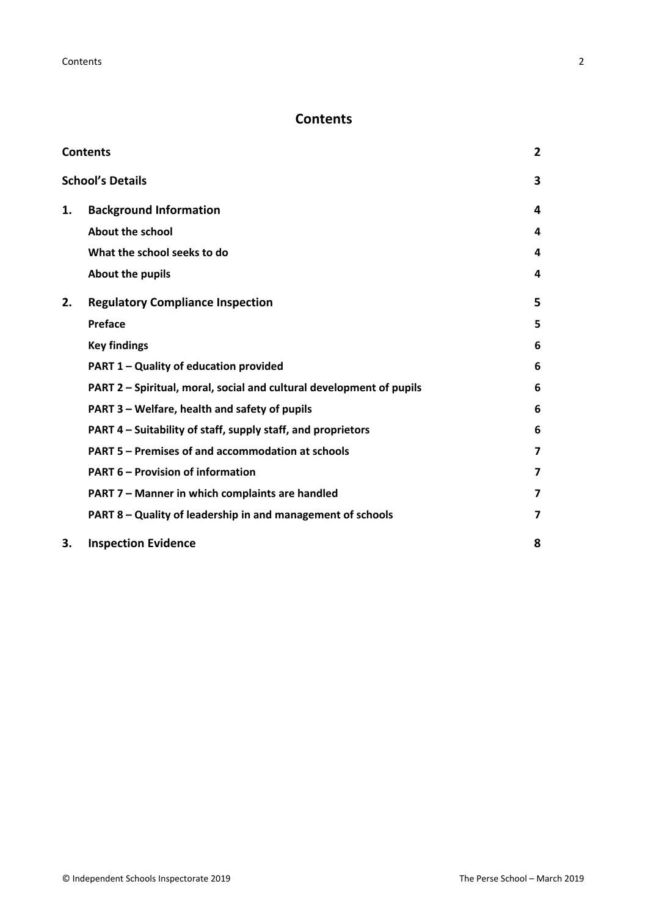## Contents

| | | |
|---|---|---|
| **Contents** | | **2** |
| **School's Details** | | **3** |
| **1.** | **Background Information** | **4** |
| | **About the school** | **4** |
| | **What the school seeks to do** | **4** |
| | **About the pupils** | **4** |
| **2.** | **Regulatory Compliance Inspection** | **5** |
| | **Preface** | **5** |
| | **Key findings** | **6** |
| | **PART 1 – Quality of education provided** | **6** |
| | **PART 2 – Spiritual, moral, social and cultural development of pupils** | **6** |
| | **PART 3 – Welfare, health and safety of pupils** | **6** |
| | **PART 4 – Suitability of staff, supply staff, and proprietors** | **6** |
| | **PART 5 – Premises of and accommodation at schools** | **7** |
| | **PART 6 – Provision of information** | **7** |
| | **PART 7 – Manner in which complaints are handled** | **7** |
| | **PART 8 – Quality of leadership in and management of schools** | **7** |
| **3.** | **Inspection Evidence** | **8** |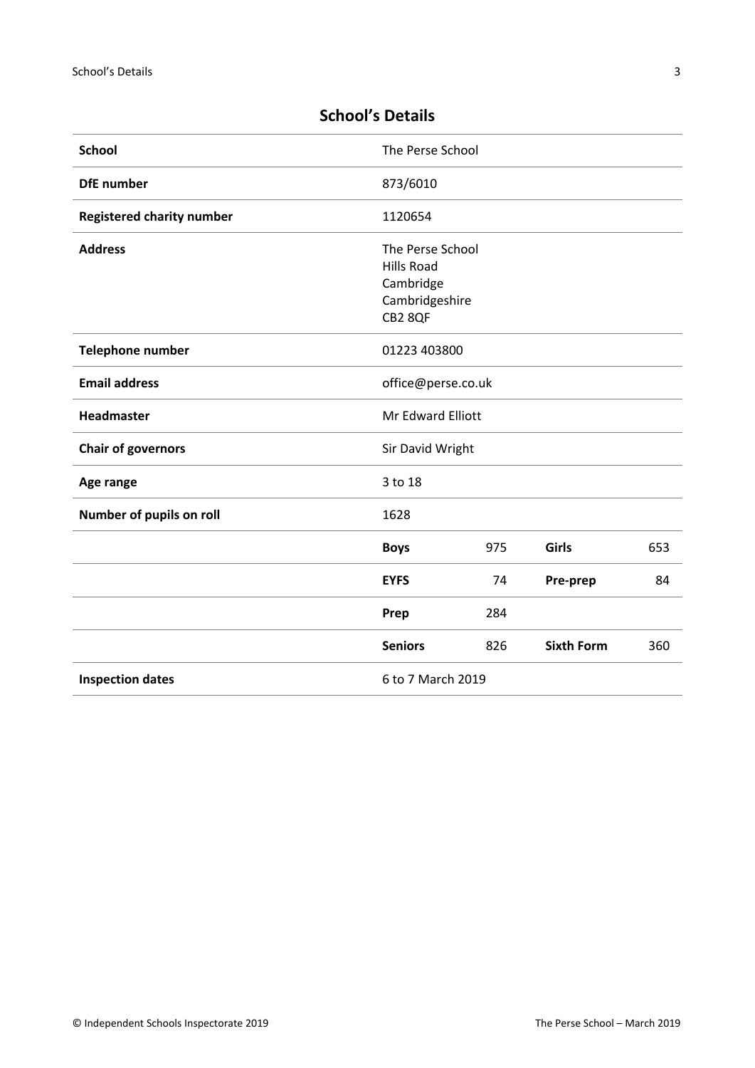## School's Details

| | | | | |
|---|---|---|---|---|
| **School** | The Perse School | | | |
| **DfE number** | 873/6010 | | | |
| **Registered charity number** | 1120654 | | | |
| **Address** | The Perse School<br>Hills Road<br>Cambridge<br>Cambridgeshire<br>CB2 8QF | | | |
| **Telephone number** | 01223 403800 | | | |
| **Email address** | office@perse.co.uk | | | |
| **Headmaster** | Mr Edward Elliott | | | |
| **Chair of governors** | Sir David Wright | | | |
| **Age range** | 3 to 18 | | | |
| **Number of pupils on roll** | 1628 | | | |
| | **Boys** | 975 | **Girls** | 653 |
| | **EYFS** | 74 | **Pre-prep** | 84 |
| | **Prep** | 284 | | |
| | **Seniors** | 826 | **Sixth Form** | 360 |
| **Inspection dates** | 6 to 7 March 2019 | | | |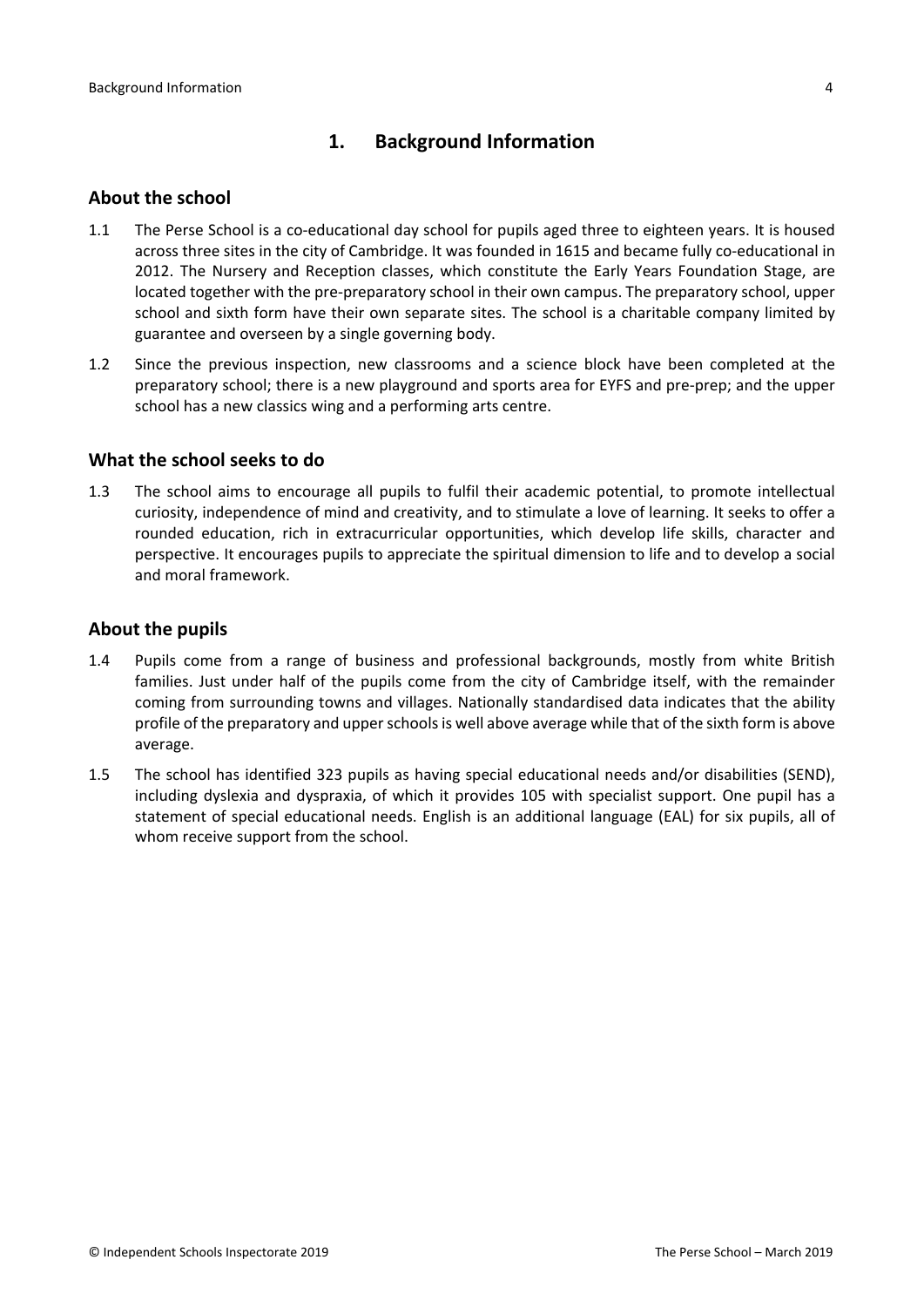## 1. Background Information

### About the school

1.1 The Perse School is a co-educational day school for pupils aged three to eighteen years. It is housed across three sites in the city of Cambridge. It was founded in 1615 and became fully co-educational in 2012. The Nursery and Reception classes, which constitute the Early Years Foundation Stage, are located together with the pre-preparatory school in their own campus. The preparatory school, upper school and sixth form have their own separate sites. The school is a charitable company limited by guarantee and overseen by a single governing body.

1.2 Since the previous inspection, new classrooms and a science block have been completed at the preparatory school; there is a new playground and sports area for EYFS and pre-prep; and the upper school has a new classics wing and a performing arts centre.

### What the school seeks to do

1.3 The school aims to encourage all pupils to fulfil their academic potential, to promote intellectual curiosity, independence of mind and creativity, and to stimulate a love of learning. It seeks to offer a rounded education, rich in extracurricular opportunities, which develop life skills, character and perspective. It encourages pupils to appreciate the spiritual dimension to life and to develop a social and moral framework.

### About the pupils

1.4 Pupils come from a range of business and professional backgrounds, mostly from white British families. Just under half of the pupils come from the city of Cambridge itself, with the remainder coming from surrounding towns and villages. Nationally standardised data indicates that the ability profile of the preparatory and upper schools is well above average while that of the sixth form is above average.

1.5 The school has identified 323 pupils as having special educational needs and/or disabilities (SEND), including dyslexia and dyspraxia, of which it provides 105 with specialist support. One pupil has a statement of special educational needs. English is an additional language (EAL) for six pupils, all of whom receive support from the school.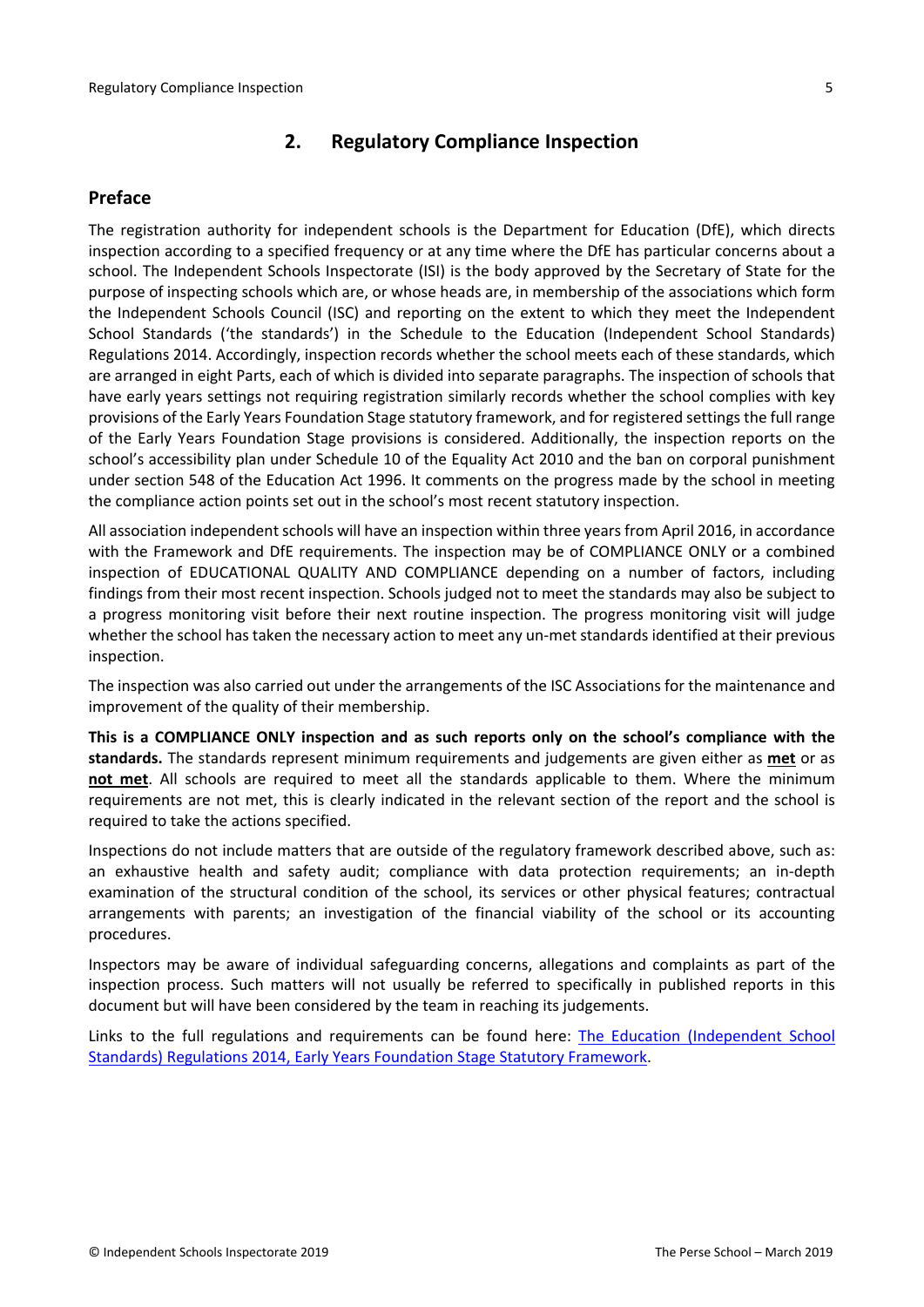## 2. Regulatory Compliance Inspection

### Preface

The registration authority for independent schools is the Department for Education (DfE), which directs inspection according to a specified frequency or at any time where the DfE has particular concerns about a school. The Independent Schools Inspectorate (ISI) is the body approved by the Secretary of State for the purpose of inspecting schools which are, or whose heads are, in membership of the associations which form the Independent Schools Council (ISC) and reporting on the extent to which they meet the Independent School Standards ('the standards') in the Schedule to the Education (Independent School Standards) Regulations 2014. Accordingly, inspection records whether the school meets each of these standards, which are arranged in eight Parts, each of which is divided into separate paragraphs. The inspection of schools that have early years settings not requiring registration similarly records whether the school complies with key provisions of the Early Years Foundation Stage statutory framework, and for registered settings the full range of the Early Years Foundation Stage provisions is considered. Additionally, the inspection reports on the school's accessibility plan under Schedule 10 of the Equality Act 2010 and the ban on corporal punishment under section 548 of the Education Act 1996. It comments on the progress made by the school in meeting the compliance action points set out in the school's most recent statutory inspection.

All association independent schools will have an inspection within three years from April 2016, in accordance with the Framework and DfE requirements. The inspection may be of COMPLIANCE ONLY or a combined inspection of EDUCATIONAL QUALITY AND COMPLIANCE depending on a number of factors, including findings from their most recent inspection. Schools judged not to meet the standards may also be subject to a progress monitoring visit before their next routine inspection. The progress monitoring visit will judge whether the school has taken the necessary action to meet any un-met standards identified at their previous inspection.

The inspection was also carried out under the arrangements of the ISC Associations for the maintenance and improvement of the quality of their membership.

**This is a COMPLIANCE ONLY inspection and as such reports only on the school's compliance with the standards.** The standards represent minimum requirements and judgements are given either as **met** or as **not met**. All schools are required to meet all the standards applicable to them. Where the minimum requirements are not met, this is clearly indicated in the relevant section of the report and the school is required to take the actions specified.

Inspections do not include matters that are outside of the regulatory framework described above, such as: an exhaustive health and safety audit; compliance with data protection requirements; an in-depth examination of the structural condition of the school, its services or other physical features; contractual arrangements with parents; an investigation of the financial viability of the school or its accounting procedures.

Inspectors may be aware of individual safeguarding concerns, allegations and complaints as part of the inspection process. Such matters will not usually be referred to specifically in published reports in this document but will have been considered by the team in reaching its judgements.

Links to the full regulations and requirements can be found here: The Education (Independent School Standards) Regulations 2014, Early Years Foundation Stage Statutory Framework.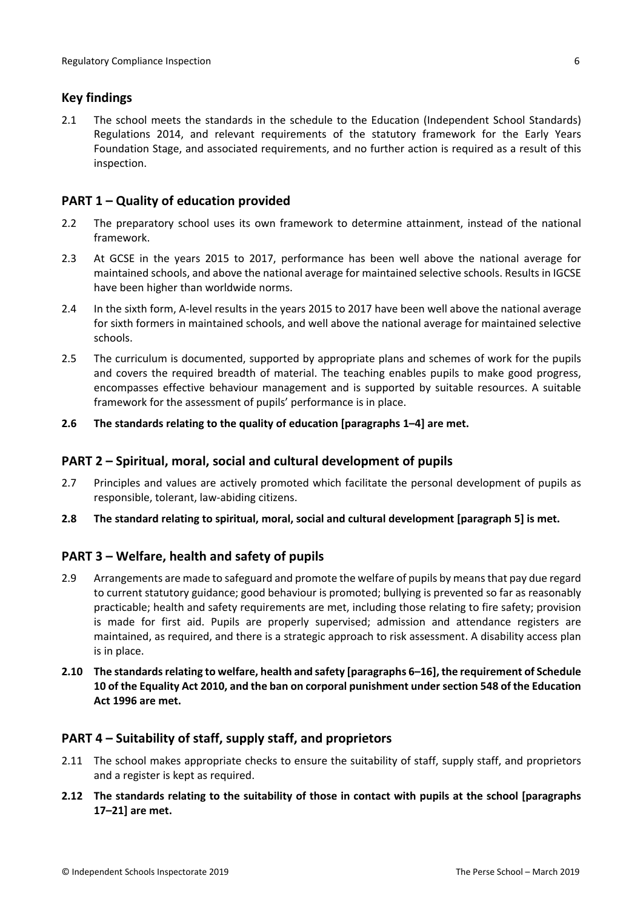## Key findings

2.1 The school meets the standards in the schedule to the Education (Independent School Standards) Regulations 2014, and relevant requirements of the statutory framework for the Early Years Foundation Stage, and associated requirements, and no further action is required as a result of this inspection.

## PART 1 – Quality of education provided

2.2 The preparatory school uses its own framework to determine attainment, instead of the national framework.

2.3 At GCSE in the years 2015 to 2017, performance has been well above the national average for maintained schools, and above the national average for maintained selective schools. Results in IGCSE have been higher than worldwide norms.

2.4 In the sixth form, A-level results in the years 2015 to 2017 have been well above the national average for sixth formers in maintained schools, and well above the national average for maintained selective schools.

2.5 The curriculum is documented, supported by appropriate plans and schemes of work for the pupils and covers the required breadth of material. The teaching enables pupils to make good progress, encompasses effective behaviour management and is supported by suitable resources. A suitable framework for the assessment of pupils' performance is in place.

**2.6 The standards relating to the quality of education [paragraphs 1–4] are met.**

## PART 2 – Spiritual, moral, social and cultural development of pupils

2.7 Principles and values are actively promoted which facilitate the personal development of pupils as responsible, tolerant, law-abiding citizens.

**2.8 The standard relating to spiritual, moral, social and cultural development [paragraph 5] is met.**

## PART 3 – Welfare, health and safety of pupils

2.9 Arrangements are made to safeguard and promote the welfare of pupils by means that pay due regard to current statutory guidance; good behaviour is promoted; bullying is prevented so far as reasonably practicable; health and safety requirements are met, including those relating to fire safety; provision is made for first aid. Pupils are properly supervised; admission and attendance registers are maintained, as required, and there is a strategic approach to risk assessment. A disability access plan is in place.

**2.10 The standards relating to welfare, health and safety [paragraphs 6–16], the requirement of Schedule 10 of the Equality Act 2010, and the ban on corporal punishment under section 548 of the Education Act 1996 are met.**

## PART 4 – Suitability of staff, supply staff, and proprietors

2.11 The school makes appropriate checks to ensure the suitability of staff, supply staff, and proprietors and a register is kept as required.

**2.12 The standards relating to the suitability of those in contact with pupils at the school [paragraphs 17–21] are met.**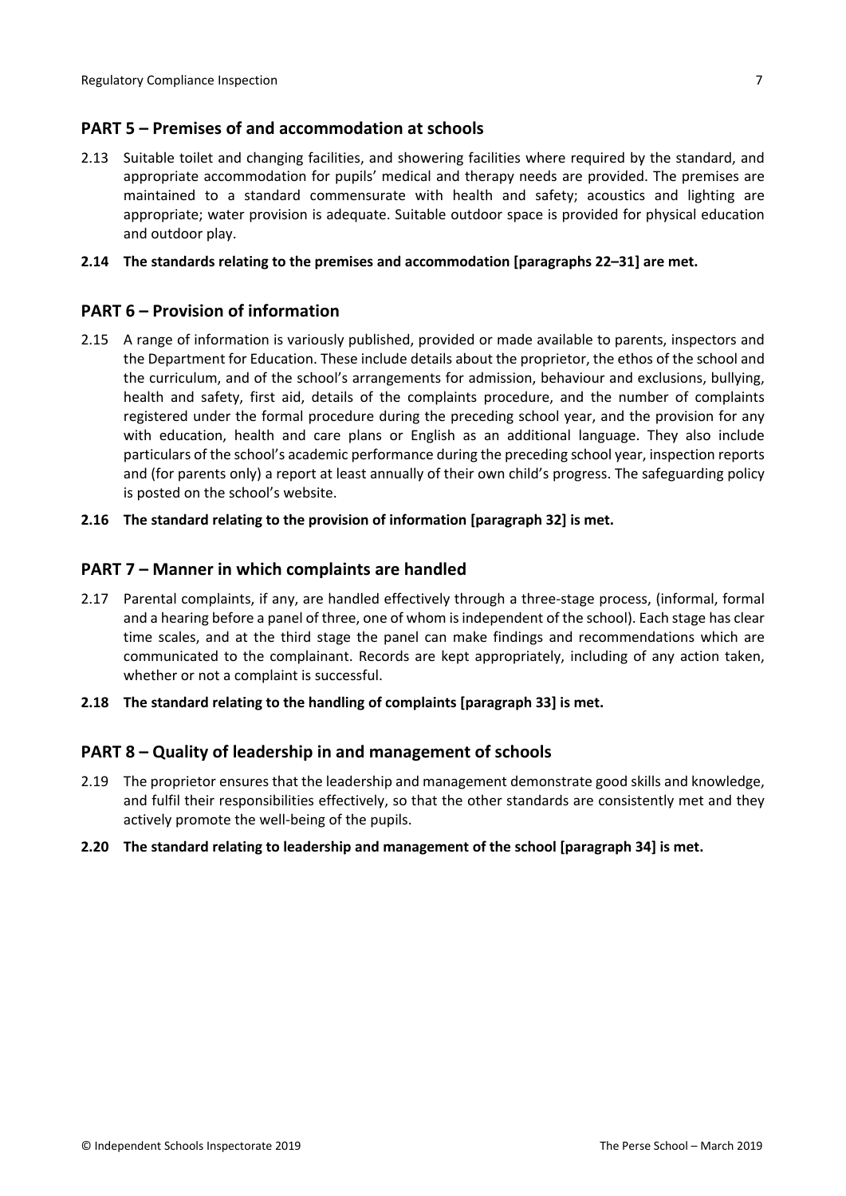## PART 5 – Premises of and accommodation at schools

2.13 Suitable toilet and changing facilities, and showering facilities where required by the standard, and appropriate accommodation for pupils' medical and therapy needs are provided. The premises are maintained to a standard commensurate with health and safety; acoustics and lighting are appropriate; water provision is adequate. Suitable outdoor space is provided for physical education and outdoor play.

**2.14 The standards relating to the premises and accommodation [paragraphs 22–31] are met.**

## PART 6 – Provision of information

2.15 A range of information is variously published, provided or made available to parents, inspectors and the Department for Education. These include details about the proprietor, the ethos of the school and the curriculum, and of the school's arrangements for admission, behaviour and exclusions, bullying, health and safety, first aid, details of the complaints procedure, and the number of complaints registered under the formal procedure during the preceding school year, and the provision for any with education, health and care plans or English as an additional language. They also include particulars of the school's academic performance during the preceding school year, inspection reports and (for parents only) a report at least annually of their own child's progress. The safeguarding policy is posted on the school's website.

**2.16 The standard relating to the provision of information [paragraph 32] is met.**

## PART 7 – Manner in which complaints are handled

2.17 Parental complaints, if any, are handled effectively through a three-stage process, (informal, formal and a hearing before a panel of three, one of whom is independent of the school). Each stage has clear time scales, and at the third stage the panel can make findings and recommendations which are communicated to the complainant. Records are kept appropriately, including of any action taken, whether or not a complaint is successful.

**2.18 The standard relating to the handling of complaints [paragraph 33] is met.**

## PART 8 – Quality of leadership in and management of schools

2.19 The proprietor ensures that the leadership and management demonstrate good skills and knowledge, and fulfil their responsibilities effectively, so that the other standards are consistently met and they actively promote the well-being of the pupils.

**2.20 The standard relating to leadership and management of the school [paragraph 34] is met.**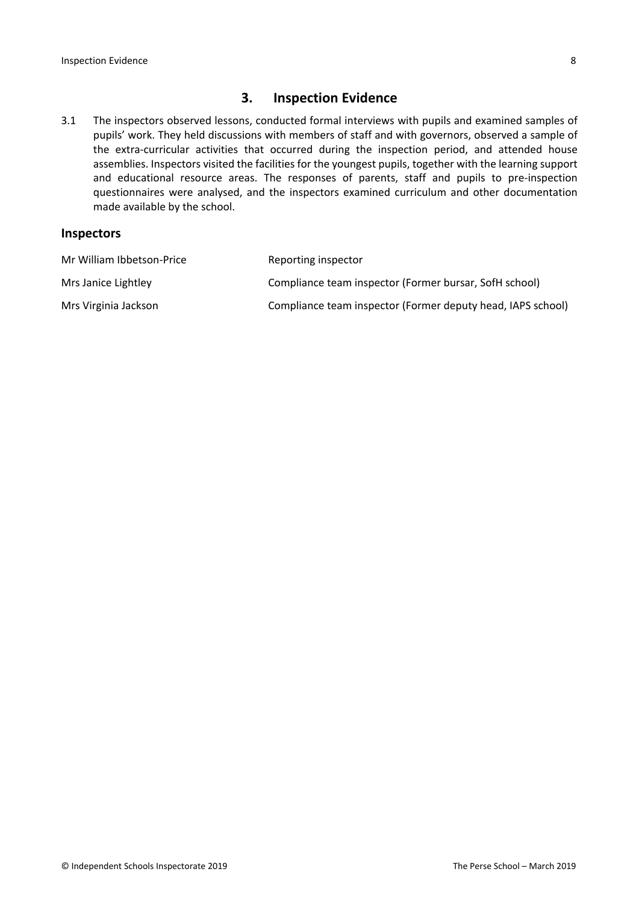## 3. Inspection Evidence

3.1 The inspectors observed lessons, conducted formal interviews with pupils and examined samples of pupils' work. They held discussions with members of staff and with governors, observed a sample of the extra-curricular activities that occurred during the inspection period, and attended house assemblies. Inspectors visited the facilities for the youngest pupils, together with the learning support and educational resource areas. The responses of parents, staff and pupils to pre-inspection questionnaires were analysed, and the inspectors examined curriculum and other documentation made available by the school.

### Inspectors

| | |
|---|---|
| Mr William Ibbetson-Price | Reporting inspector |
| Mrs Janice Lightley | Compliance team inspector (Former bursar, SofH school) |
| Mrs Virginia Jackson | Compliance team inspector (Former deputy head, IAPS school) |